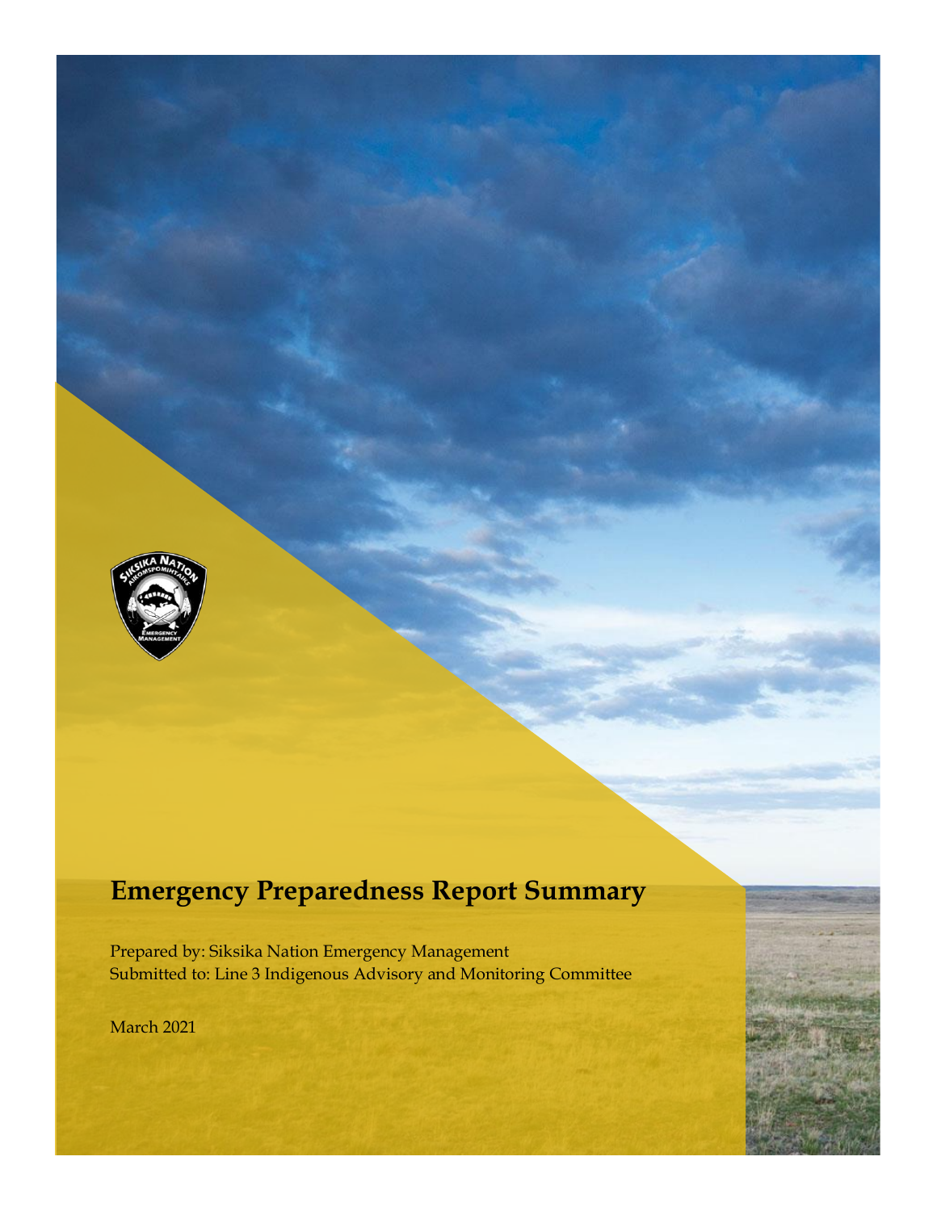# Emergency Preparedness Report Summary

Prepared by: Siksika Nation Emergency Management
Submitted to: Line 3 Indigenous Advisory and Monitoring Committee

March 2021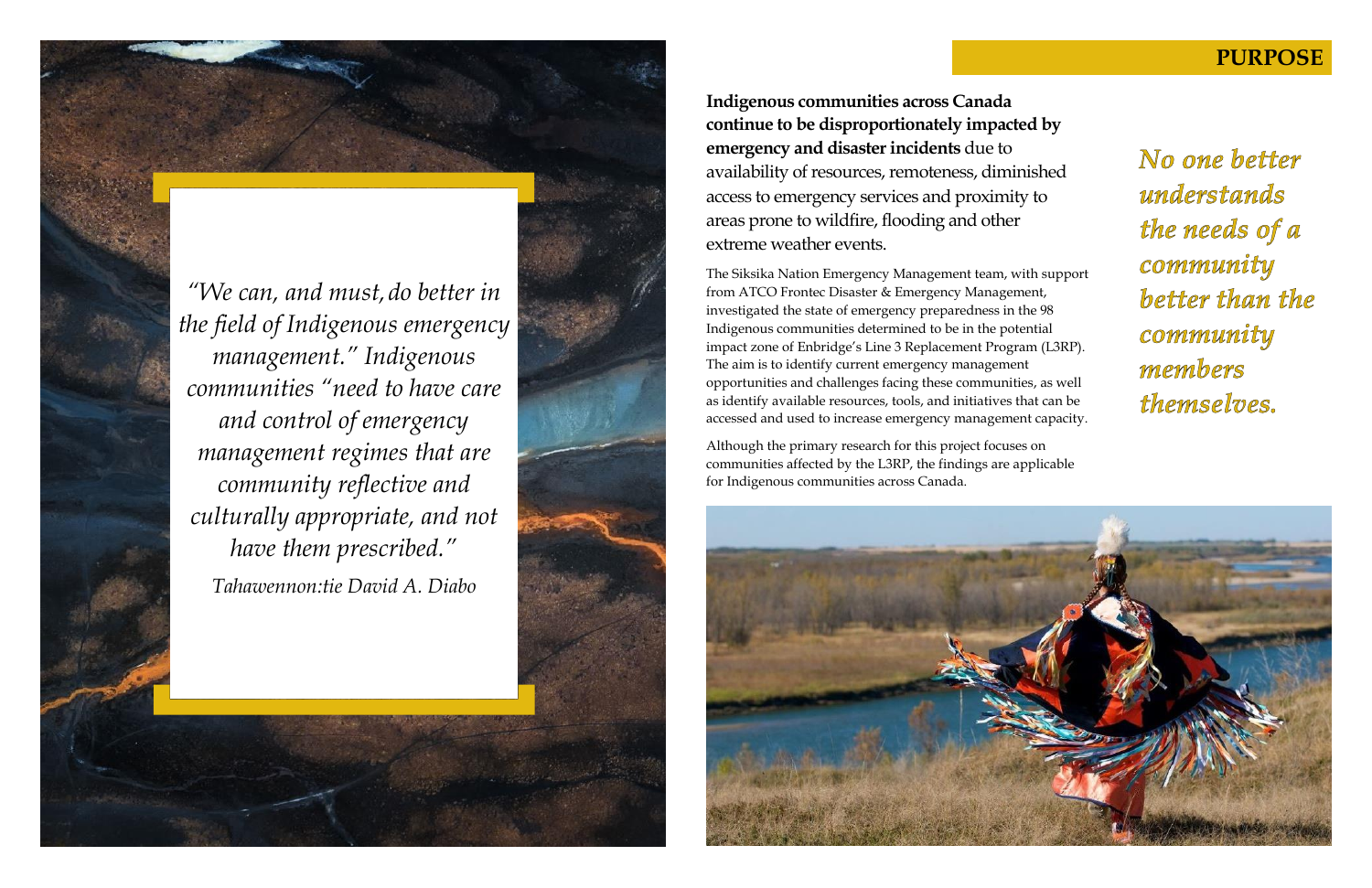> *"We can, and must, do better in the field of Indigenous emergency management." Indigenous communities "need to have care and control of emergency management regimes that are community reflective and culturally appropriate, and not have them prescribed."*
>
> *Tahawennon:tie David A. Diabo*

## PURPOSE

**Indigenous communities across Canada continue to be disproportionately impacted by emergency and disaster incidents** due to availability of resources, remoteness, diminished access to emergency services and proximity to areas prone to wildfire, flooding and other extreme weather events.

The Siksika Nation Emergency Management team, with support from ATCO Frontec Disaster & Emergency Management, investigated the state of emergency preparedness in the 98 Indigenous communities determined to be in the potential impact zone of Enbridge's Line 3 Replacement Program (L3RP). The aim is to identify current emergency management opportunities and challenges facing these communities, as well as identify available resources, tools, and initiatives that can be accessed and used to increase emergency management capacity.

Although the primary research for this project focuses on communities affected by the L3RP, the findings are applicable for Indigenous communities across Canada.

*No one better understands the needs of a community better than the community members themselves.*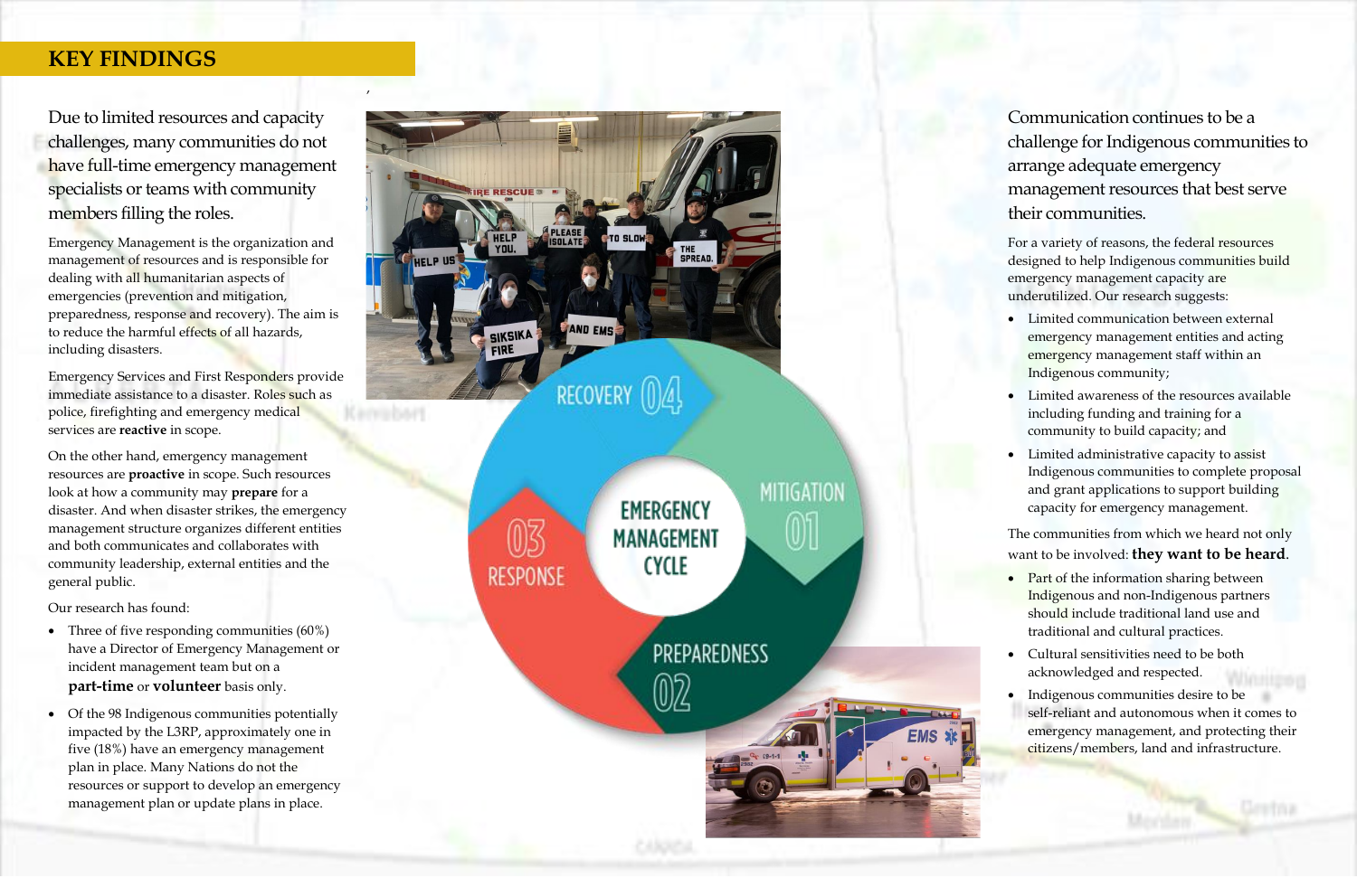## KEY FINDINGS

Due to limited resources and capacity challenges, many communities do not have full-time emergency management specialists or teams with community members filling the roles.

Emergency Management is the organization and management of resources and is responsible for dealing with all humanitarian aspects of emergencies (prevention and mitigation, preparedness, response and recovery). The aim is to reduce the harmful effects of all hazards, including disasters.

Emergency Services and First Responders provide immediate assistance to a disaster. Roles such as police, firefighting and emergency medical services are **reactive** in scope.

On the other hand, emergency management resources are **proactive** in scope. Such resources look at how a community may **prepare** for a disaster. And when disaster strikes, the emergency management structure organizes different entities and both communicates and collaborates with community leadership, external entities and the general public.

Our research has found:

- Three of five responding communities (60%) have a Director of Emergency Management or incident management team but on a **part-time** or **volunteer** basis only.
- Of the 98 Indigenous communities potentially impacted by the L3RP, approximately one in five (18%) have an emergency management plan in place. Many Nations do not the resources or support to develop an emergency management plan or update plans in place.

EMERGENCY MANAGEMENT CYCLE

MITIGATION 01

PREPAREDNESS 02

RESPONSE 03

RECOVERY 04

Communication continues to be a challenge for Indigenous communities to arrange adequate emergency management resources that best serve their communities.

For a variety of reasons, the federal resources designed to help Indigenous communities build emergency management capacity are underutilized. Our research suggests:

- Limited communication between external emergency management entities and acting emergency management staff within an Indigenous community;
- Limited awareness of the resources available including funding and training for a community to build capacity; and
- Limited administrative capacity to assist Indigenous communities to complete proposal and grant applications to support building capacity for emergency management.

The communities from which we heard not only want to be involved: **they want to be heard**.

- Part of the information sharing between Indigenous and non-Indigenous partners should include traditional land use and traditional and cultural practices.
- Cultural sensitivities need to be both acknowledged and respected.
- Indigenous communities desire to be self-reliant and autonomous when it comes to emergency management, and protecting their citizens/members, land and infrastructure.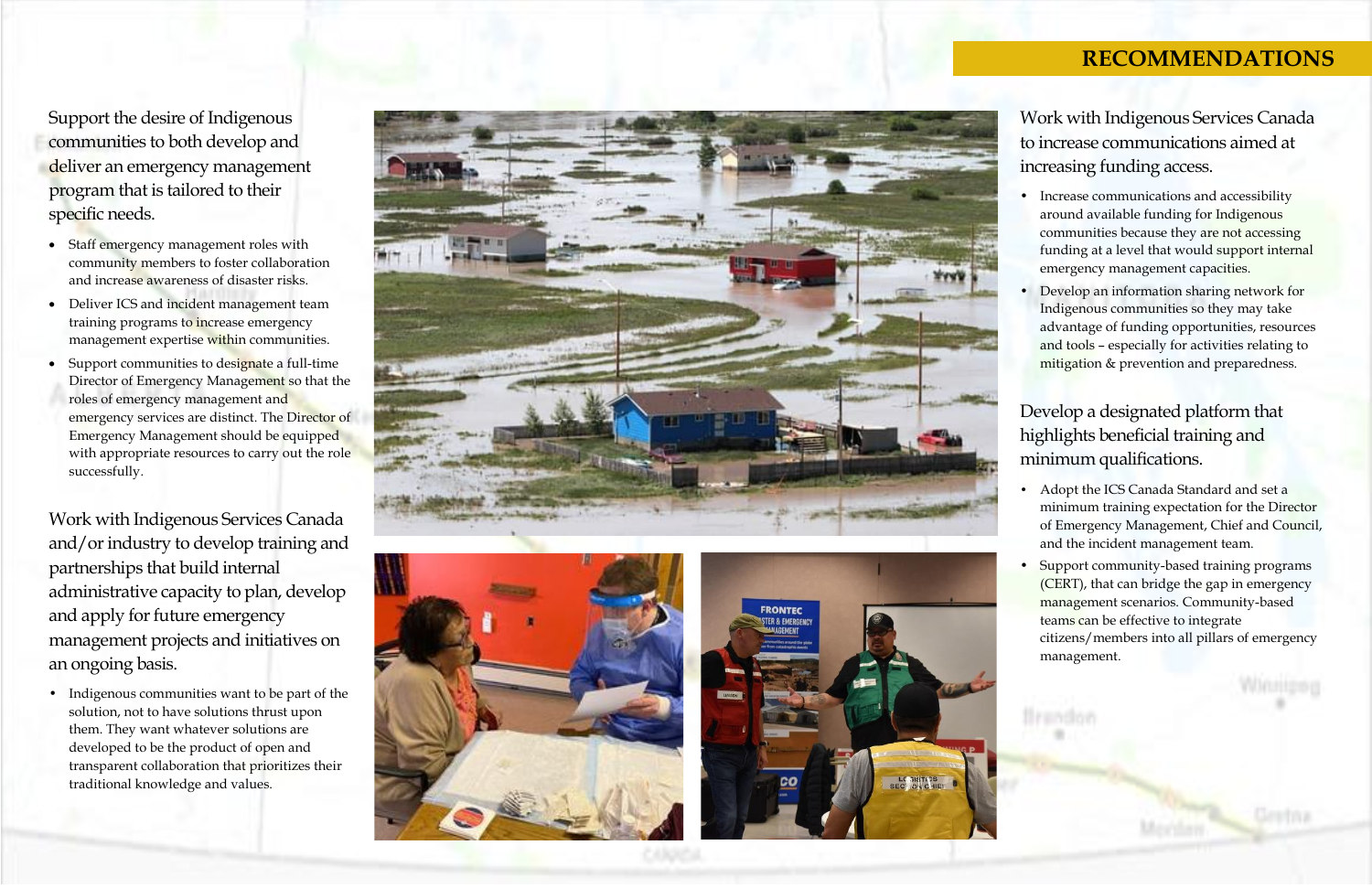## RECOMMENDATIONS

Support the desire of Indigenous communities to both develop and deliver an emergency management program that is tailored to their specific needs.

- Staff emergency management roles with community members to foster collaboration and increase awareness of disaster risks.
- Deliver ICS and incident management team training programs to increase emergency management expertise within communities.
- Support communities to designate a full-time Director of Emergency Management so that the roles of emergency management and emergency services are distinct. The Director of Emergency Management should be equipped with appropriate resources to carry out the role successfully.

Work with Indigenous Services Canada and/or industry to develop training and partnerships that build internal administrative capacity to plan, develop and apply for future emergency management projects and initiatives on an ongoing basis.

- Indigenous communities want to be part of the solution, not to have solutions thrust upon them. They want whatever solutions are developed to be the product of open and transparent collaboration that prioritizes their traditional knowledge and values.

Work with Indigenous Services Canada to increase communications aimed at increasing funding access.

- Increase communications and accessibility around available funding for Indigenous communities because they are not accessing funding at a level that would support internal emergency management capacities.
- Develop an information sharing network for Indigenous communities so they may take advantage of funding opportunities, resources and tools – especially for activities relating to mitigation & prevention and preparedness.

Develop a designated platform that highlights beneficial training and minimum qualifications.

- Adopt the ICS Canada Standard and set a minimum training expectation for the Director of Emergency Management, Chief and Council, and the incident management team.
- Support community-based training programs (CERT), that can bridge the gap in emergency management scenarios. Community-based teams can be effective to integrate citizens/members into all pillars of emergency management.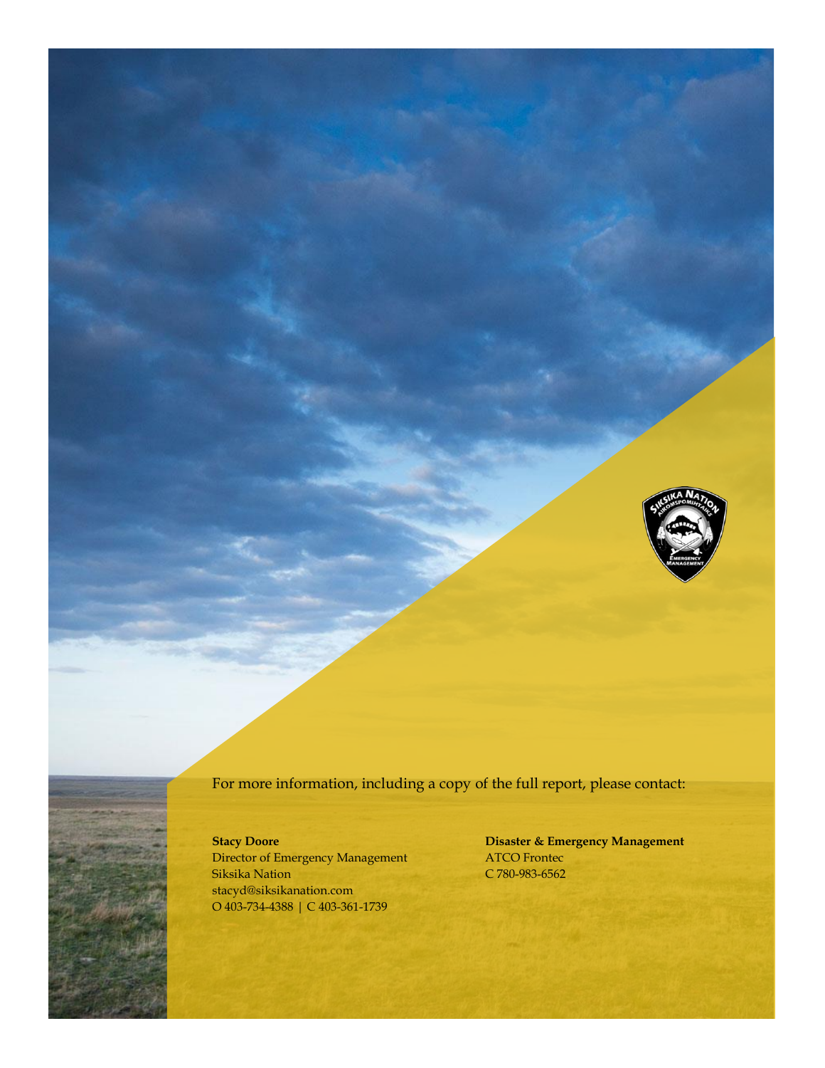For more information, including a copy of the full report, please contact:

**Stacy Doore**
Director of Emergency Management
Siksika Nation
stacyd@siksikanation.com
O 403-734-4388 | C 403-361-1739

**Disaster & Emergency Management**
ATCO Frontec
C 780-983-6562